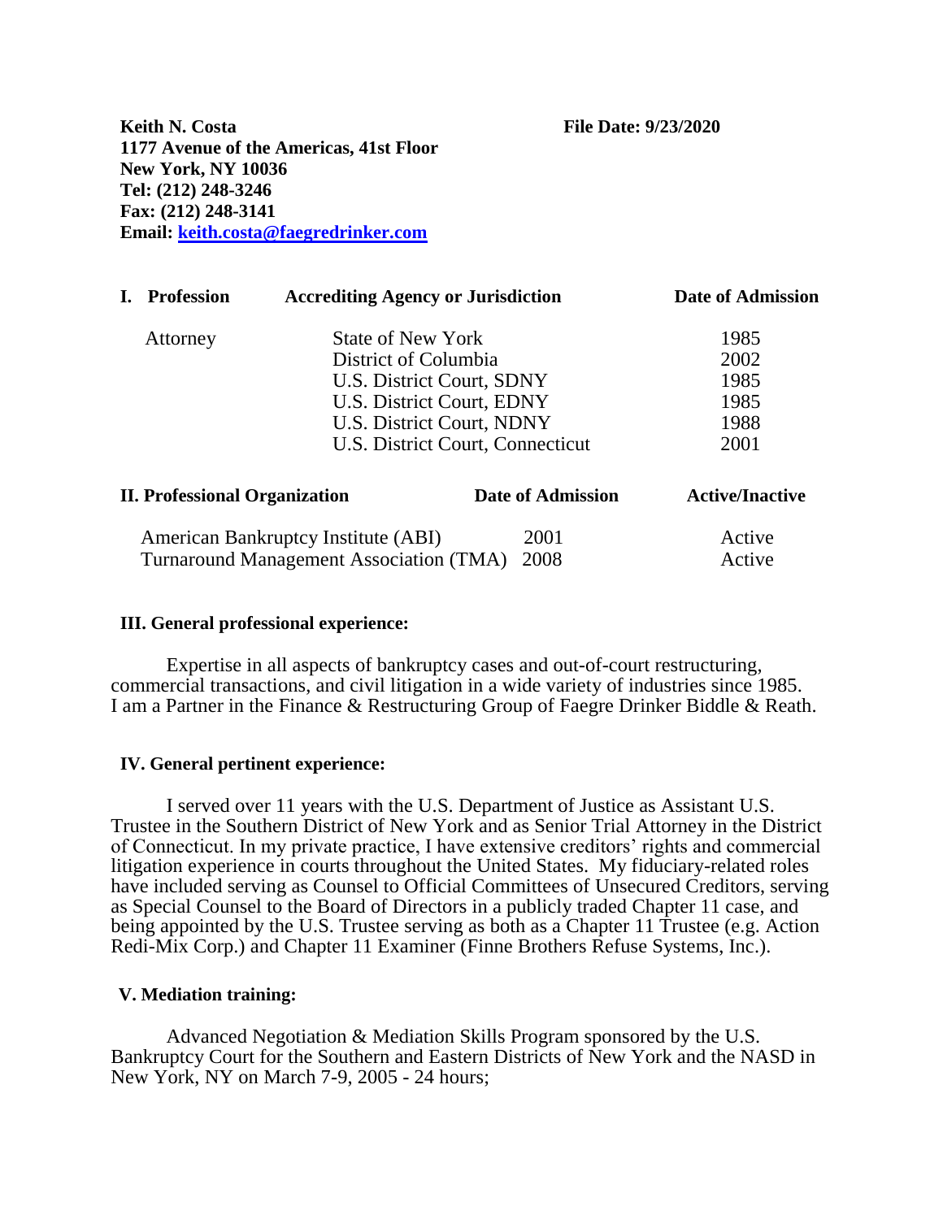**Keith N. Costa**
**1177 Avenue of the Americas, 41st Floor**
**New York, NY 10036**
**Tel: (212) 248-3246**
**Fax: (212) 248-3141**
**Email: [keith.costa@faegredrinker.com](mailto:keith.costa@faegredrinker.com)**

**File Date: 9/23/2020**

| I. Profession | Accrediting Agency or Jurisdiction | Date of Admission |
|---|---|---|
| Attorney | State of New York | 1985 |
| | District of Columbia | 2002 |
| | U.S. District Court, SDNY | 1985 |
| | U.S. District Court, EDNY | 1985 |
| | U.S. District Court, NDNY | 1988 |
| | U.S. District Court, Connecticut | 2001 |

| II. Professional Organization | Date of Admission | Active/Inactive |
|---|---|---|
| American Bankruptcy Institute (ABI) | 2001 | Active |
| Turnaround Management Association (TMA) | 2008 | Active |

**III. General professional experience:**

Expertise in all aspects of bankruptcy cases and out-of-court restructuring, commercial transactions, and civil litigation in a wide variety of industries since 1985. I am a Partner in the Finance & Restructuring Group of Faegre Drinker Biddle & Reath.

**IV. General pertinent experience:**

I served over 11 years with the U.S. Department of Justice as Assistant U.S. Trustee in the Southern District of New York and as Senior Trial Attorney in the District of Connecticut. In my private practice, I have extensive creditors' rights and commercial litigation experience in courts throughout the United States. My fiduciary-related roles have included serving as Counsel to Official Committees of Unsecured Creditors, serving as Special Counsel to the Board of Directors in a publicly traded Chapter 11 case, and being appointed by the U.S. Trustee serving as both as a Chapter 11 Trustee (e.g. Action Redi-Mix Corp.) and Chapter 11 Examiner (Finne Brothers Refuse Systems, Inc.).

**V. Mediation training:**

Advanced Negotiation & Mediation Skills Program sponsored by the U.S. Bankruptcy Court for the Southern and Eastern Districts of New York and the NASD in New York, NY on March 7-9, 2005 - 24 hours;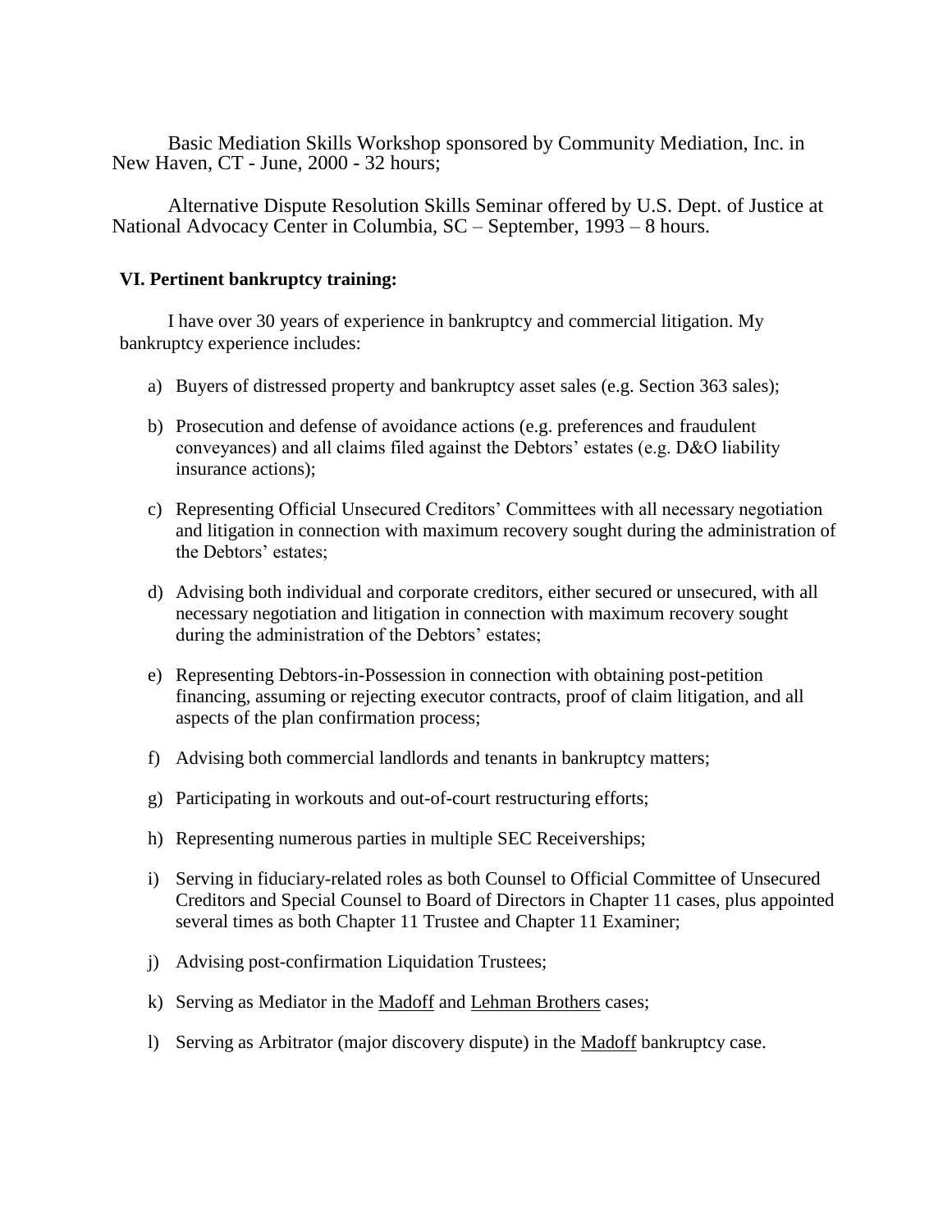Basic Mediation Skills Workshop sponsored by Community Mediation, Inc. in New Haven, CT - June, 2000 - 32 hours;

Alternative Dispute Resolution Skills Seminar offered by U.S. Dept. of Justice at National Advocacy Center in Columbia, SC – September, 1993 – 8 hours.

**VI. Pertinent bankruptcy training:**

I have over 30 years of experience in bankruptcy and commercial litigation. My bankruptcy experience includes:

a) Buyers of distressed property and bankruptcy asset sales (e.g. Section 363 sales);

b) Prosecution and defense of avoidance actions (e.g. preferences and fraudulent conveyances) and all claims filed against the Debtors' estates (e.g. D&O liability insurance actions);

c) Representing Official Unsecured Creditors' Committees with all necessary negotiation and litigation in connection with maximum recovery sought during the administration of the Debtors' estates;

d) Advising both individual and corporate creditors, either secured or unsecured, with all necessary negotiation and litigation in connection with maximum recovery sought during the administration of the Debtors' estates;

e) Representing Debtors-in-Possession in connection with obtaining post-petition financing, assuming or rejecting executor contracts, proof of claim litigation, and all aspects of the plan confirmation process;

f) Advising both commercial landlords and tenants in bankruptcy matters;

g) Participating in workouts and out-of-court restructuring efforts;

h) Representing numerous parties in multiple SEC Receiverships;

i) Serving in fiduciary-related roles as both Counsel to Official Committee of Unsecured Creditors and Special Counsel to Board of Directors in Chapter 11 cases, plus appointed several times as both Chapter 11 Trustee and Chapter 11 Examiner;

j) Advising post-confirmation Liquidation Trustees;

k) Serving as Mediator in the Madoff and Lehman Brothers cases;

l) Serving as Arbitrator (major discovery dispute) in the Madoff bankruptcy case.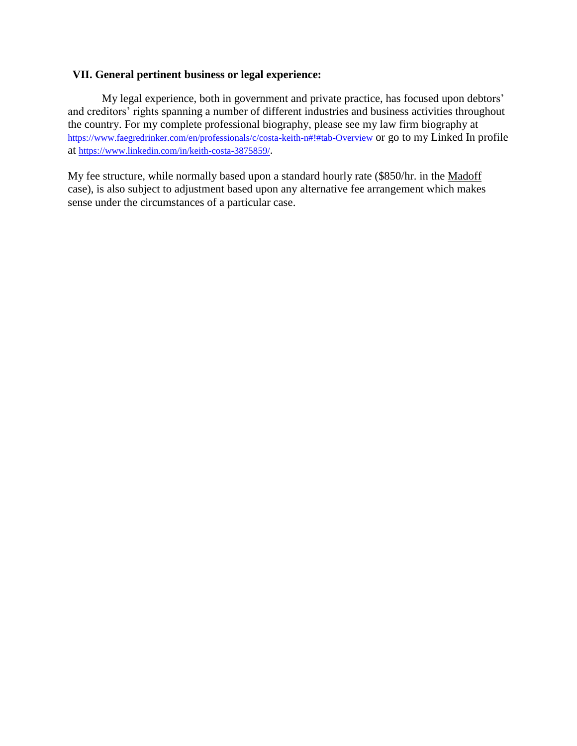### VII. General pertinent business or legal experience:

My legal experience, both in government and private practice, has focused upon debtors' and creditors' rights spanning a number of different industries and business activities throughout the country. For my complete professional biography, please see my law firm biography at https://www.faegredrinker.com/en/professionals/c/costa-keith-n#!#tab-Overview or go to my Linked In profile at https://www.linkedin.com/in/keith-costa-3875859/.

My fee structure, while normally based upon a standard hourly rate ($850/hr. in the Madoff case), is also subject to adjustment based upon any alternative fee arrangement which makes sense under the circumstances of a particular case.